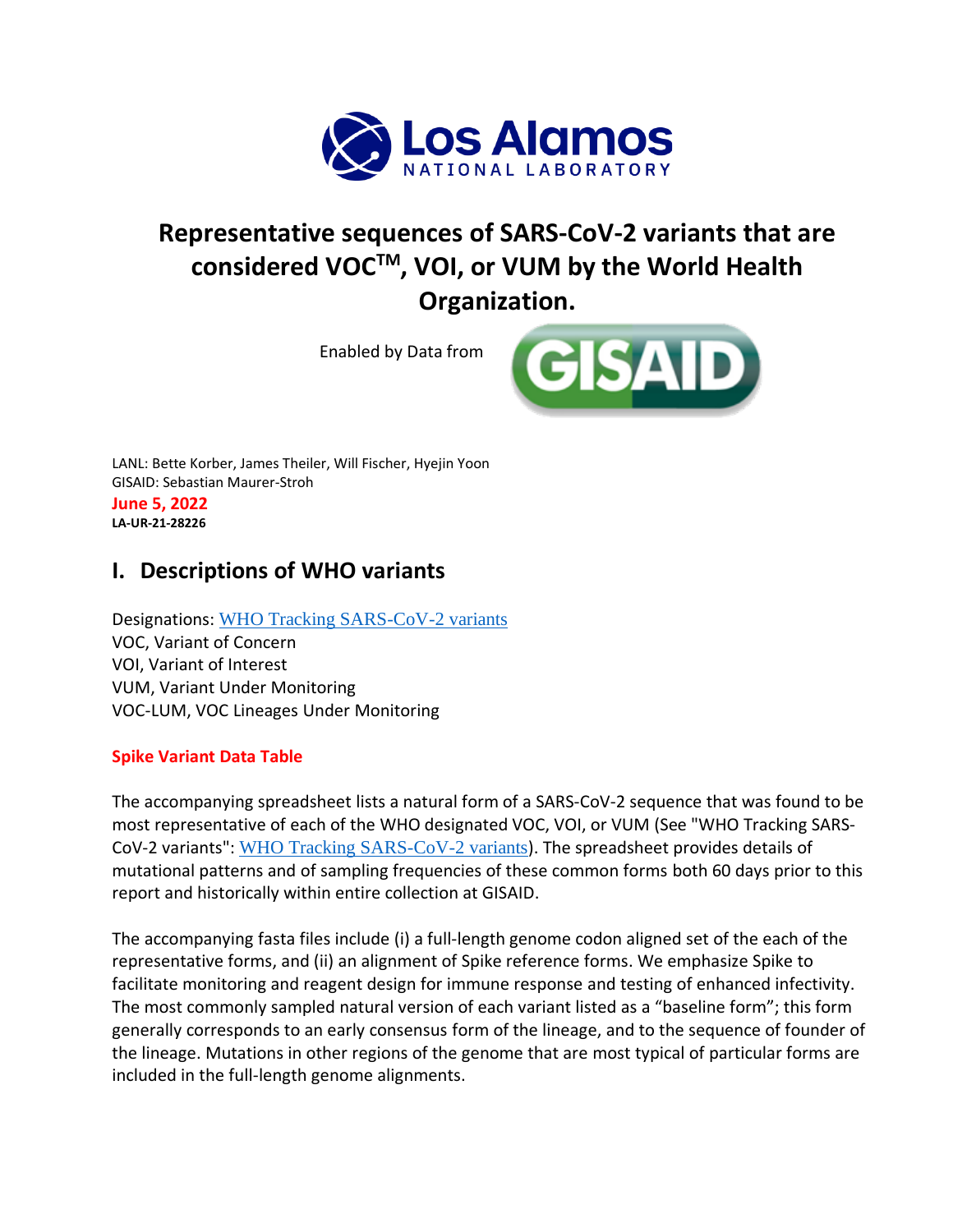# Representative sequences of SARS-CoV-2 variants that are considered VOC[TM], VOI, or VUM by the World Health Organization.

Enabled by Data from GISAID

LANL: Bette Korber, James Theiler, Will Fischer, Hyejin Yoon
GISAID: Sebastian Maurer-Stroh
**June 5, 2022**
**LA-UR-21-28226**

## I. Descriptions of WHO variants

Designations: WHO Tracking SARS-CoV-2 variants
VOC, Variant of Concern
VOI, Variant of Interest
VUM, Variant Under Monitoring
VOC-LUM, VOC Lineages Under Monitoring

**Spike Variant Data Table**

The accompanying spreadsheet lists a natural form of a SARS-CoV-2 sequence that was found to be most representative of each of the WHO designated VOC, VOI, or VUM (See "WHO Tracking SARS-CoV-2 variants": WHO Tracking SARS-CoV-2 variants). The spreadsheet provides details of mutational patterns and of sampling frequencies of these common forms both 60 days prior to this report and historically within entire collection at GISAID.

The accompanying fasta files include (i) a full-length genome codon aligned set of the each of the representative forms, and (ii) an alignment of Spike reference forms. We emphasize Spike to facilitate monitoring and reagent design for immune response and testing of enhanced infectivity. The most commonly sampled natural version of each variant listed as a "baseline form"; this form generally corresponds to an early consensus form of the lineage, and to the sequence of founder of the lineage. Mutations in other regions of the genome that are most typical of particular forms are included in the full-length genome alignments.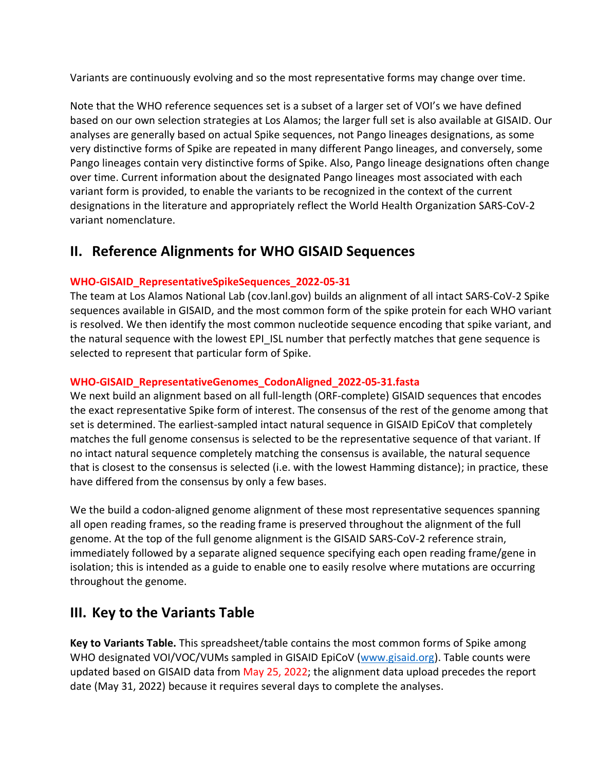Variants are continuously evolving and so the most representative forms may change over time.

Note that the WHO reference sequences set is a subset of a larger set of VOI's we have defined based on our own selection strategies at Los Alamos; the larger full set is also available at GISAID. Our analyses are generally based on actual Spike sequences, not Pango lineages designations, as some very distinctive forms of Spike are repeated in many different Pango lineages, and conversely, some Pango lineages contain very distinctive forms of Spike. Also, Pango lineage designations often change over time. Current information about the designated Pango lineages most associated with each variant form is provided, to enable the variants to be recognized in the context of the current designations in the literature and appropriately reflect the World Health Organization SARS-CoV-2 variant nomenclature.

## II. Reference Alignments for WHO GISAID Sequences

**WHO-GISAID_RepresentativeSpikeSequences_2022-05-31**

The team at Los Alamos National Lab (cov.lanl.gov) builds an alignment of all intact SARS-CoV-2 Spike sequences available in GISAID, and the most common form of the spike protein for each WHO variant is resolved. We then identify the most common nucleotide sequence encoding that spike variant, and the natural sequence with the lowest EPI_ISL number that perfectly matches that gene sequence is selected to represent that particular form of Spike.

**WHO-GISAID_RepresentativeGenomes_CodonAligned_2022-05-31.fasta**

We next build an alignment based on all full-length (ORF-complete) GISAID sequences that encodes the exact representative Spike form of interest. The consensus of the rest of the genome among that set is determined. The earliest-sampled intact natural sequence in GISAID EpiCoV that completely matches the full genome consensus is selected to be the representative sequence of that variant. If no intact natural sequence completely matching the consensus is available, the natural sequence that is closest to the consensus is selected (i.e. with the lowest Hamming distance); in practice, these have differed from the consensus by only a few bases.

We the build a codon-aligned genome alignment of these most representative sequences spanning all open reading frames, so the reading frame is preserved throughout the alignment of the full genome. At the top of the full genome alignment is the GISAID SARS-CoV-2 reference strain, immediately followed by a separate aligned sequence specifying each open reading frame/gene in isolation; this is intended as a guide to enable one to easily resolve where mutations are occurring throughout the genome.

## III. Key to the Variants Table

**Key to Variants Table.** This spreadsheet/table contains the most common forms of Spike among WHO designated VOI/VOC/VUMs sampled in GISAID EpiCoV (www.gisaid.org). Table counts were updated based on GISAID data from May 25, 2022; the alignment data upload precedes the report date (May 31, 2022) because it requires several days to complete the analyses.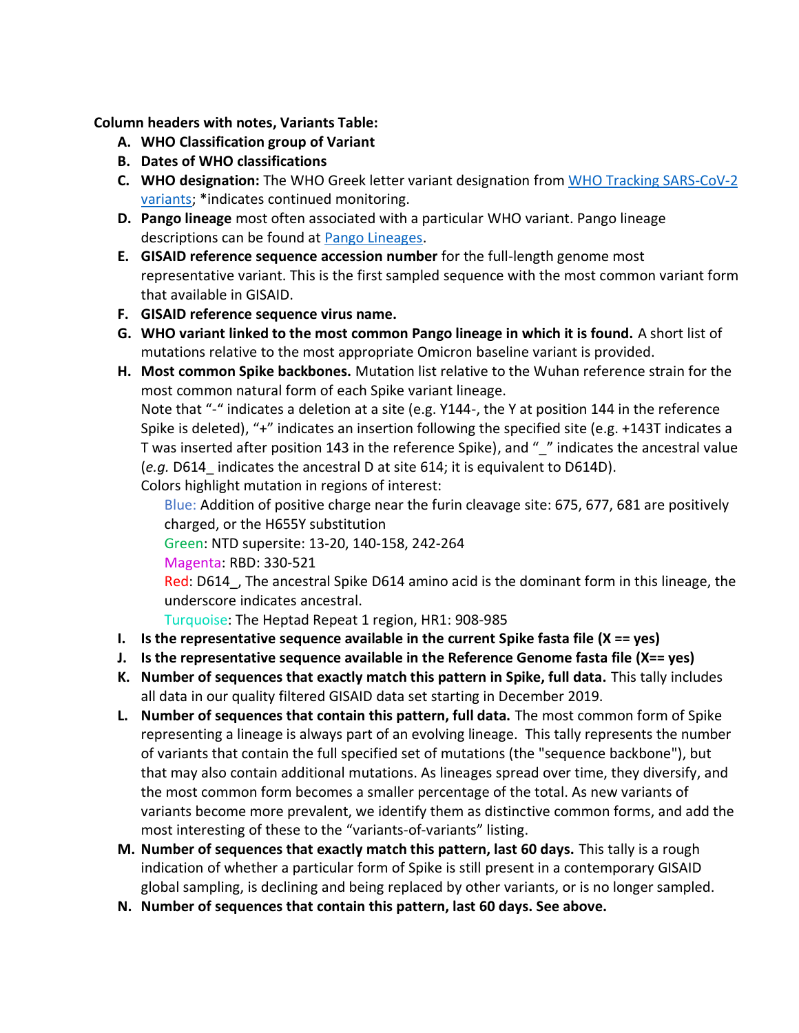**Column headers with notes, Variants Table:**

A. **WHO Classification group of Variant**
B. **Dates of WHO classifications**
C. **WHO designation:** The WHO Greek letter variant designation from [WHO Tracking SARS-CoV-2 variants]; *indicates continued monitoring.
D. **Pango lineage** most often associated with a particular WHO variant. Pango lineage descriptions can be found at [Pango Lineages].
E. **GISAID reference sequence accession number** for the full-length genome most representative variant. This is the first sampled sequence with the most common variant form that available in GISAID.
F. **GISAID reference sequence virus name.**
G. **WHO variant linked to the most common Pango lineage in which it is found.** A short list of mutations relative to the most appropriate Omicron baseline variant is provided.
H. **Most common Spike backbones.** Mutation list relative to the Wuhan reference strain for the most common natural form of each Spike variant lineage.
   Note that "-" indicates a deletion at a site (e.g. Y144-, the Y at position 144 in the reference Spike is deleted), "+" indicates an insertion following the specified site (e.g. +143T indicates a T was inserted after position 143 in the reference Spike), and "_" indicates the ancestral value (*e.g.* D614_ indicates the ancestral D at site 614; it is equivalent to D614D).
   Colors highlight mutation in regions of interest:
   - Blue: Addition of positive charge near the furin cleavage site: 675, 677, 681 are positively charged, or the H655Y substitution
   - Green: NTD supersite: 13-20, 140-158, 242-264
   - Magenta: RBD: 330-521
   - Red: D614_, The ancestral Spike D614 amino acid is the dominant form in this lineage, the underscore indicates ancestral.
   - Turquoise: The Heptad Repeat 1 region, HR1: 908-985
I. **Is the representative sequence available in the current Spike fasta file (X == yes)**
J. **Is the representative sequence available in the Reference Genome fasta file (X== yes)**
K. **Number of sequences that exactly match this pattern in Spike, full data.** This tally includes all data in our quality filtered GISAID data set starting in December 2019.
L. **Number of sequences that contain this pattern, full data.** The most common form of Spike representing a lineage is always part of an evolving lineage. This tally represents the number of variants that contain the full specified set of mutations (the "sequence backbone"), but that may also contain additional mutations. As lineages spread over time, they diversify, and the most common form becomes a smaller percentage of the total. As new variants of variants become more prevalent, we identify them as distinctive common forms, and add the most interesting of these to the "variants-of-variants" listing.
M. **Number of sequences that exactly match this pattern, last 60 days.** This tally is a rough indication of whether a particular form of Spike is still present in a contemporary GISAID global sampling, is declining and being replaced by other variants, or is no longer sampled.
N. **Number of sequences that contain this pattern, last 60 days. See above.**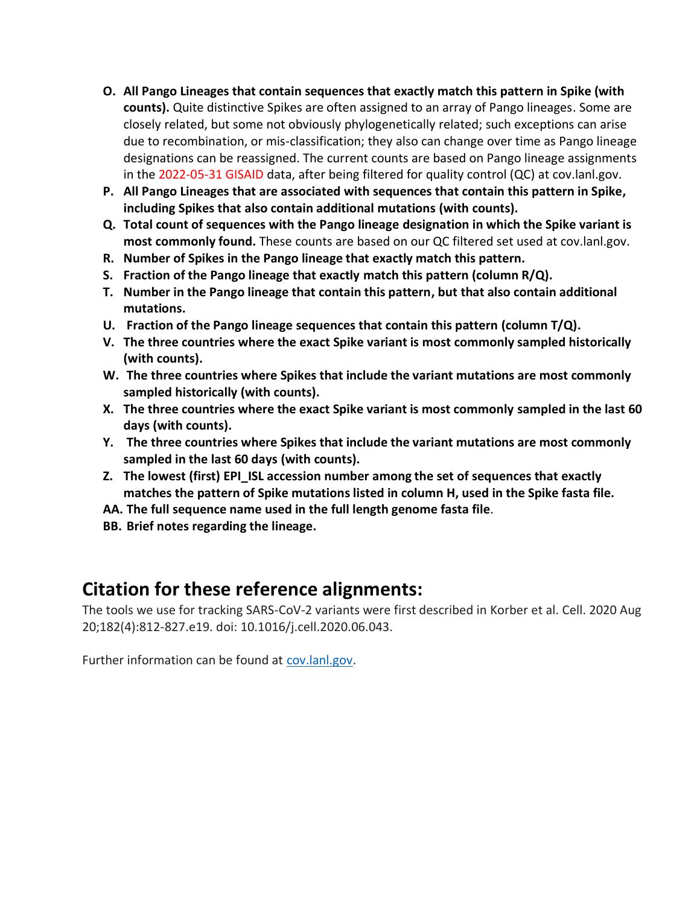O. **All Pango Lineages that contain sequences that exactly match this pattern in Spike (with counts).** Quite distinctive Spikes are often assigned to an array of Pango lineages. Some are closely related, but some not obviously phylogenetically related; such exceptions can arise due to recombination, or mis-classification; they also can change over time as Pango lineage designations can be reassigned. The current counts are based on Pango lineage assignments in the 2022-05-31 GISAID data, after being filtered for quality control (QC) at cov.lanl.gov.
P. **All Pango Lineages that are associated with sequences that contain this pattern in Spike, including Spikes that also contain additional mutations (with counts).**
Q. **Total count of sequences with the Pango lineage designation in which the Spike variant is most commonly found.** These counts are based on our QC filtered set used at cov.lanl.gov.
R. **Number of Spikes in the Pango lineage that exactly match this pattern.**
S. **Fraction of the Pango lineage that exactly match this pattern (column R/Q).**
T. **Number in the Pango lineage that contain this pattern, but that also contain additional mutations.**
U. **Fraction of the Pango lineage sequences that contain this pattern (column T/Q).**
V. **The three countries where the exact Spike variant is most commonly sampled historically (with counts).**
W. **The three countries where Spikes that include the variant mutations are most commonly sampled historically (with counts).**
X. **The three countries where the exact Spike variant is most commonly sampled in the last 60 days (with counts).**
Y. **The three countries where Spikes that include the variant mutations are most commonly sampled in the last 60 days (with counts).**
Z. **The lowest (first) EPI_ISL accession number among the set of sequences that exactly matches the pattern of Spike mutations listed in column H, used in the Spike fasta file.**
AA. **The full sequence name used in the full length genome fasta file**.
BB. **Brief notes regarding the lineage.**

## Citation for these reference alignments:

The tools we use for tracking SARS-CoV-2 variants were first described in Korber et al. Cell. 2020 Aug 20;182(4):812-827.e19. doi: 10.1016/j.cell.2020.06.043.

Further information can be found at cov.lanl.gov.